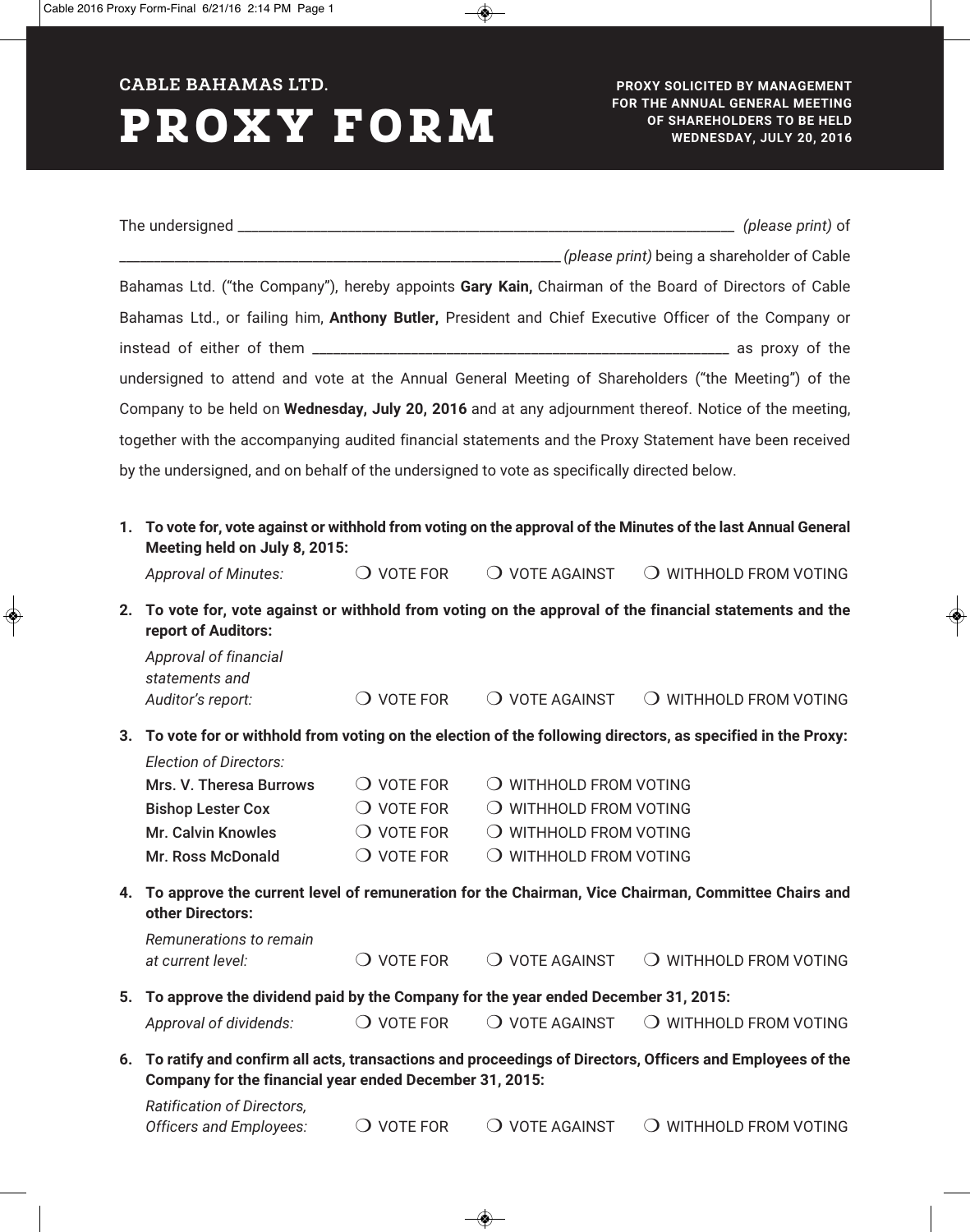**CABLE BAHAMAS LTD.**

# PROXY FORM

**PROXY SOLICITED BY MANAGEMENT FOR THE ANNUAL GENERAL MEETING OF SHAREHOLDERS TO BE HELD WEDNESDAY, JULY 20, 2016**

The undersigned ____________________________________________________________________ *(please print)* of ______________________________________________________________ *(please print)* being a shareholder of Cable Bahamas Ltd. ("the Company"), hereby appoints **Gary Kain,** Chairman of the Board of Directors of Cable Bahamas Ltd., or failing him, **Anthony Butler,** President and Chief Executive Officer of the Company or instead of either of them ___________________________________________________________ as proxy of the undersigned to attend and vote at the Annual General Meeting of Shareholders ("the Meeting") of the Company to be held on **Wednesday, July 20, 2016** and at any adjournment thereof. Notice of the meeting, together with the accompanying audited financial statements and the Proxy Statement have been received by the undersigned, and on behalf of the undersigned to vote as specifically directed below.

1. **To vote for, vote against or withhold from voting on the approval of the Minutes of the last Annual General Meeting held on July 8, 2015:**

   *Approval of Minutes:* ❍ VOTE FOR ❍ VOTE AGAINST ❍ WITHHOLD FROM VOTING

2. **To vote for, vote against or withhold from voting on the approval of the financial statements and the report of Auditors:**

   *Approval of financial statements and Auditor's report:* ❍ VOTE FOR ❍ VOTE AGAINST ❍ WITHHOLD FROM VOTING

3. **To vote for or withhold from voting on the election of the following directors, as specified in the Proxy:**

   *Election of Directors:*

   | | | |
   |---|---|---|
   | Mrs. V. Theresa Burrows | ❍ VOTE FOR | ❍ WITHHOLD FROM VOTING |
   | Bishop Lester Cox | ❍ VOTE FOR | ❍ WITHHOLD FROM VOTING |
   | Mr. Calvin Knowles | ❍ VOTE FOR | ❍ WITHHOLD FROM VOTING |
   | Mr. Ross McDonald | ❍ VOTE FOR | ❍ WITHHOLD FROM VOTING |

4. **To approve the current level of remuneration for the Chairman, Vice Chairman, Committee Chairs and other Directors:**

   *Remunerations to remain at current level:* ❍ VOTE FOR ❍ VOTE AGAINST ❍ WITHHOLD FROM VOTING

5. **To approve the dividend paid by the Company for the year ended December 31, 2015:**

   *Approval of dividends:* ❍ VOTE FOR ❍ VOTE AGAINST ❍ WITHHOLD FROM VOTING

6. **To ratify and confirm all acts, transactions and proceedings of Directors, Officers and Employees of the Company for the financial year ended December 31, 2015:**

   *Ratification of Directors, Officers and Employees:* ❍ VOTE FOR ❍ VOTE AGAINST ❍ WITHHOLD FROM VOTING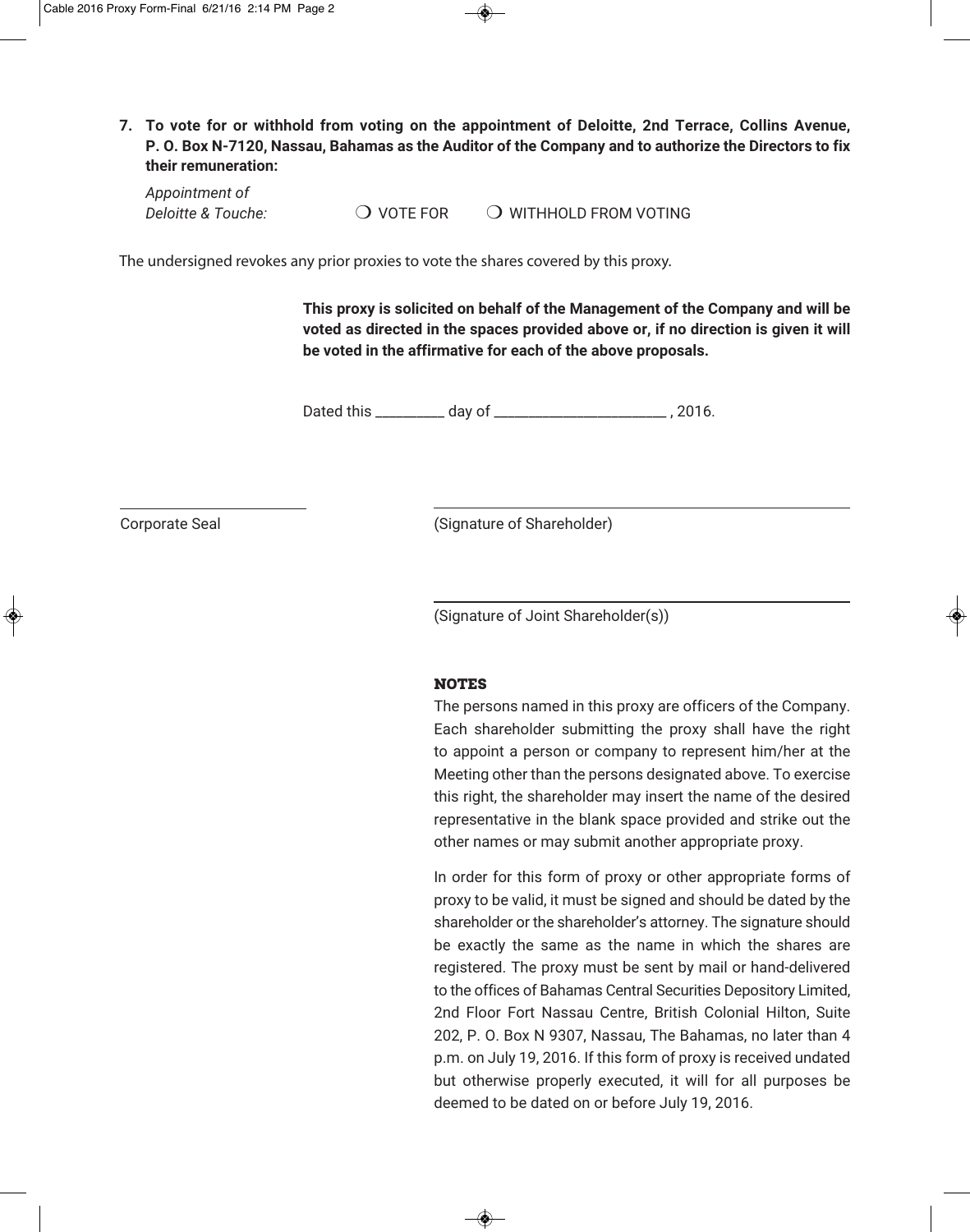**7. To vote for or withhold from voting on the appointment of Deloitte, 2nd Terrace, Collins Avenue, P. O. Box N-7120, Nassau, Bahamas as the Auditor of the Company and to authorize the Directors to fix their remuneration:**

*Appointment of Deloitte & Touche:* ❍ VOTE FOR ❍ WITHHOLD FROM VOTING

The undersigned revokes any prior proxies to vote the shares covered by this proxy.

**This proxy is solicited on behalf of the Management of the Company and will be voted as directed in the spaces provided above or, if no direction is given it will be voted in the affirmative for each of the above proposals.**

Dated this _________ day of _______________________ , 2016.

Corporate Seal

(Signature of Shareholder)

(Signature of Joint Shareholder(s))

**NOTES**

The persons named in this proxy are officers of the Company. Each shareholder submitting the proxy shall have the right to appoint a person or company to represent him/her at the Meeting other than the persons designated above. To exercise this right, the shareholder may insert the name of the desired representative in the blank space provided and strike out the other names or may submit another appropriate proxy.

In order for this form of proxy or other appropriate forms of proxy to be valid, it must be signed and should be dated by the shareholder or the shareholder's attorney. The signature should be exactly the same as the name in which the shares are registered. The proxy must be sent by mail or hand-delivered to the offices of Bahamas Central Securities Depository Limited, 2nd Floor Fort Nassau Centre, British Colonial Hilton, Suite 202, P. O. Box N 9307, Nassau, The Bahamas, no later than 4 p.m. on July 19, 2016. If this form of proxy is received undated but otherwise properly executed, it will for all purposes be deemed to be dated on or before July 19, 2016.